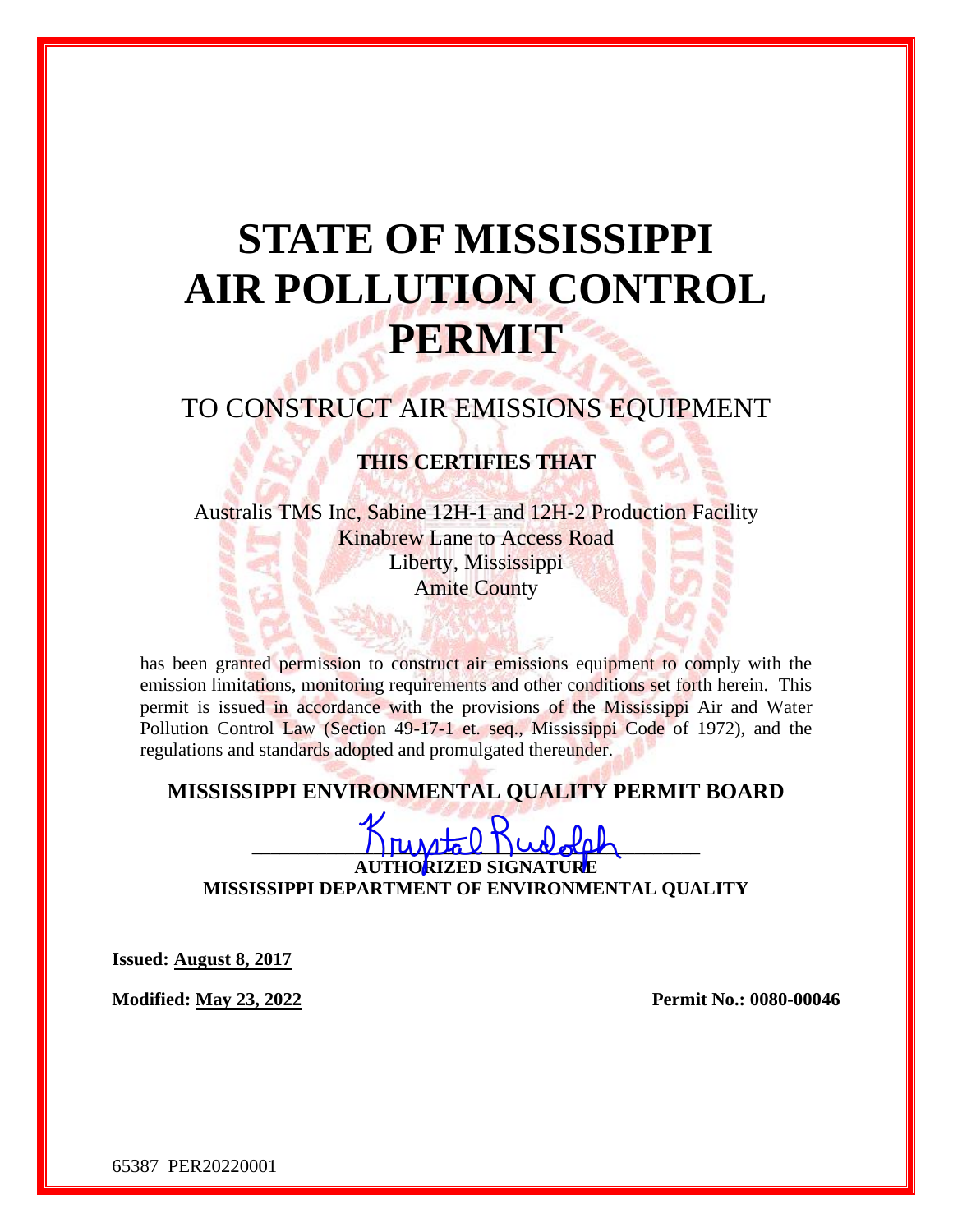# STATE OF MISSISSIPPI AIR POLLUTION CONTROL PERMIT

## TO CONSTRUCT AIR EMISSIONS EQUIPMENT

**THIS CERTIFIES THAT**

Australis TMS Inc, Sabine 12H-1 and 12H-2 Production Facility
Kinabrew Lane to Access Road
Liberty, Mississippi
Amite County

has been granted permission to construct air emissions equipment to comply with the emission limitations, monitoring requirements and other conditions set forth herein. This permit is issued in accordance with the provisions of the Mississippi Air and Water Pollution Control Law (Section 49-17-1 et. seq., Mississippi Code of 1972), and the regulations and standards adopted and promulgated thereunder.

**MISSISSIPPI ENVIRONMENTAL QUALITY PERMIT BOARD**

Krystal Rudolph

**AUTHORIZED SIGNATURE**
**MISSISSIPPI DEPARTMENT OF ENVIRONMENTAL QUALITY**

**Issued: August 8, 2017**

**Modified: May 23, 2022** **Permit No.: 0080-00046**

65387 PER20220001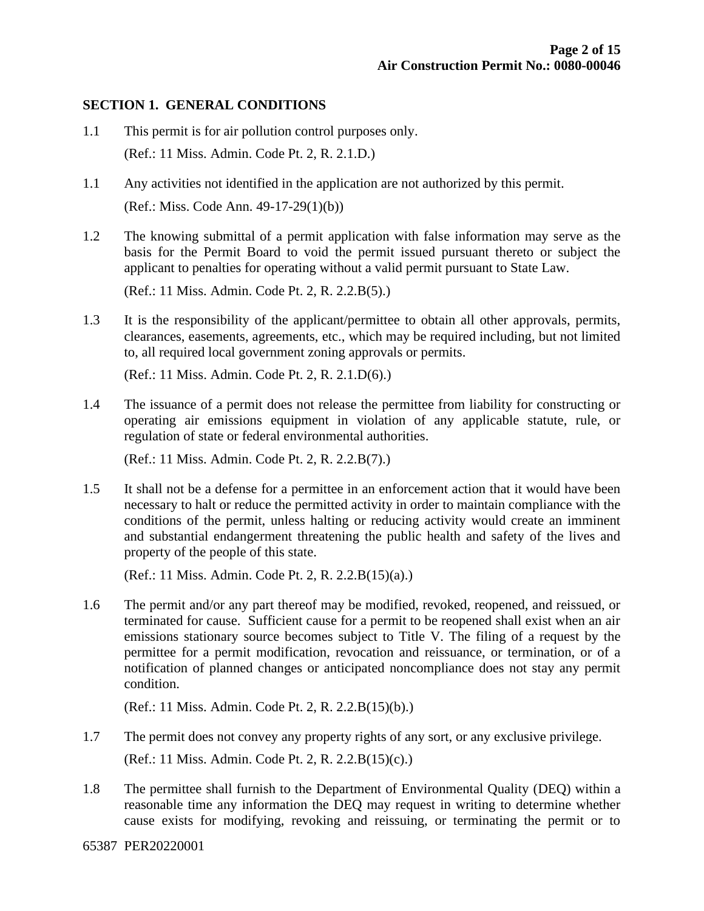## SECTION 1. GENERAL CONDITIONS

1.1 This permit is for air pollution control purposes only.

(Ref.: 11 Miss. Admin. Code Pt. 2, R. 2.1.D.)

1.1 Any activities not identified in the application are not authorized by this permit.

(Ref.: Miss. Code Ann. 49-17-29(1)(b))

1.2 The knowing submittal of a permit application with false information may serve as the basis for the Permit Board to void the permit issued pursuant thereto or subject the applicant to penalties for operating without a valid permit pursuant to State Law.

(Ref.: 11 Miss. Admin. Code Pt. 2, R. 2.2.B(5).)

1.3 It is the responsibility of the applicant/permittee to obtain all other approvals, permits, clearances, easements, agreements, etc., which may be required including, but not limited to, all required local government zoning approvals or permits.

(Ref.: 11 Miss. Admin. Code Pt. 2, R. 2.1.D(6).)

1.4 The issuance of a permit does not release the permittee from liability for constructing or operating air emissions equipment in violation of any applicable statute, rule, or regulation of state or federal environmental authorities.

(Ref.: 11 Miss. Admin. Code Pt. 2, R. 2.2.B(7).)

1.5 It shall not be a defense for a permittee in an enforcement action that it would have been necessary to halt or reduce the permitted activity in order to maintain compliance with the conditions of the permit, unless halting or reducing activity would create an imminent and substantial endangerment threatening the public health and safety of the lives and property of the people of this state.

(Ref.: 11 Miss. Admin. Code Pt. 2, R. 2.2.B(15)(a).)

1.6 The permit and/or any part thereof may be modified, revoked, reopened, and reissued, or terminated for cause. Sufficient cause for a permit to be reopened shall exist when an air emissions stationary source becomes subject to Title V. The filing of a request by the permittee for a permit modification, revocation and reissuance, or termination, or of a notification of planned changes or anticipated noncompliance does not stay any permit condition.

(Ref.: 11 Miss. Admin. Code Pt. 2, R. 2.2.B(15)(b).)

1.7 The permit does not convey any property rights of any sort, or any exclusive privilege.

(Ref.: 11 Miss. Admin. Code Pt. 2, R. 2.2.B(15)(c).)

1.8 The permittee shall furnish to the Department of Environmental Quality (DEQ) within a reasonable time any information the DEQ may request in writing to determine whether cause exists for modifying, revoking and reissuing, or terminating the permit or to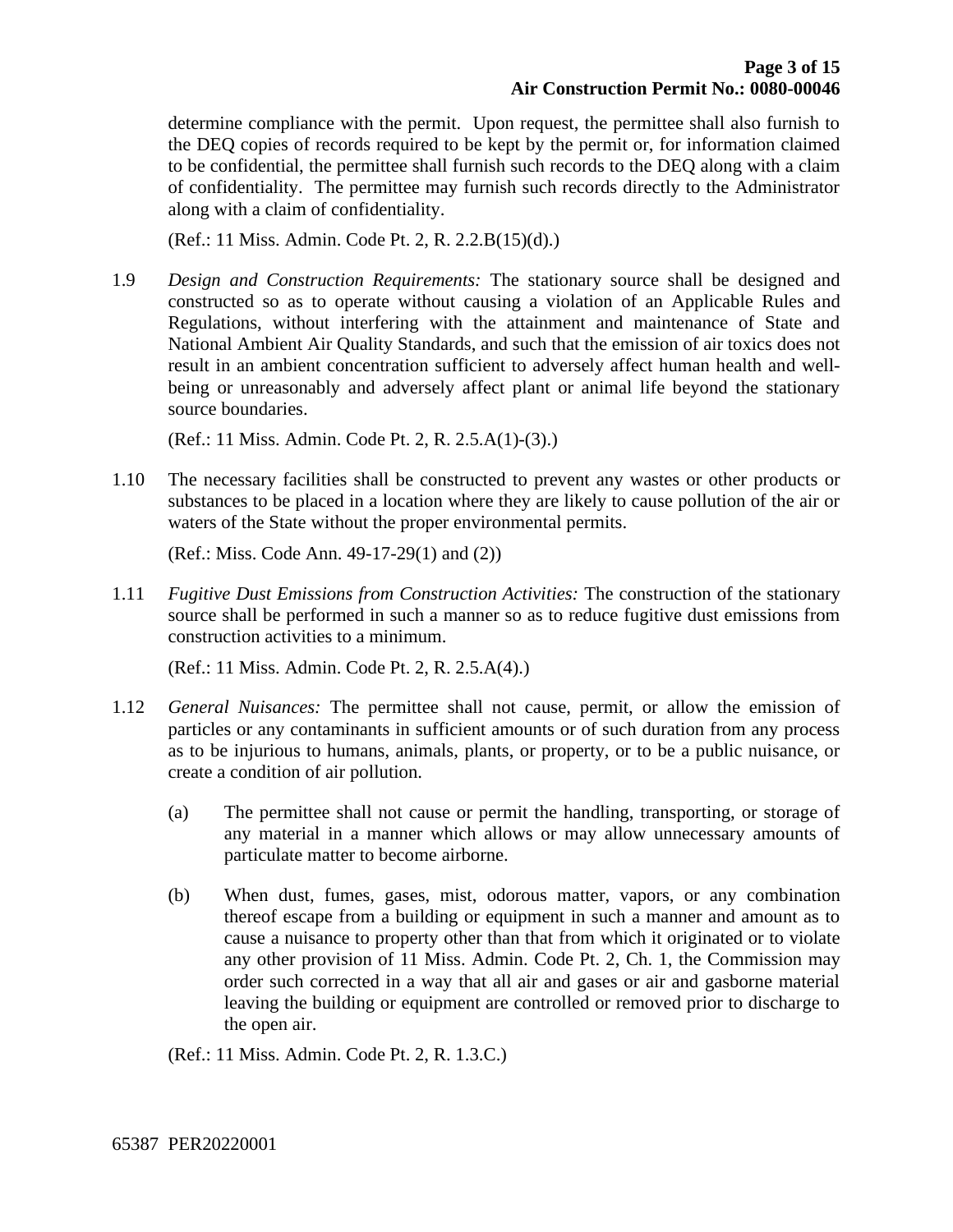determine compliance with the permit. Upon request, the permittee shall also furnish to the DEQ copies of records required to be kept by the permit or, for information claimed to be confidential, the permittee shall furnish such records to the DEQ along with a claim of confidentiality. The permittee may furnish such records directly to the Administrator along with a claim of confidentiality.

(Ref.: 11 Miss. Admin. Code Pt. 2, R. 2.2.B(15)(d).)

1.9 *Design and Construction Requirements:* The stationary source shall be designed and constructed so as to operate without causing a violation of an Applicable Rules and Regulations, without interfering with the attainment and maintenance of State and National Ambient Air Quality Standards, and such that the emission of air toxics does not result in an ambient concentration sufficient to adversely affect human health and well-being or unreasonably and adversely affect plant or animal life beyond the stationary source boundaries.

(Ref.: 11 Miss. Admin. Code Pt. 2, R. 2.5.A(1)-(3).)

1.10 The necessary facilities shall be constructed to prevent any wastes or other products or substances to be placed in a location where they are likely to cause pollution of the air or waters of the State without the proper environmental permits.

(Ref.: Miss. Code Ann. 49-17-29(1) and (2))

1.11 *Fugitive Dust Emissions from Construction Activities:* The construction of the stationary source shall be performed in such a manner so as to reduce fugitive dust emissions from construction activities to a minimum.

(Ref.: 11 Miss. Admin. Code Pt. 2, R. 2.5.A(4).)

1.12 *General Nuisances:* The permittee shall not cause, permit, or allow the emission of particles or any contaminants in sufficient amounts or of such duration from any process as to be injurious to humans, animals, plants, or property, or to be a public nuisance, or create a condition of air pollution.

(a) The permittee shall not cause or permit the handling, transporting, or storage of any material in a manner which allows or may allow unnecessary amounts of particulate matter to become airborne.

(b) When dust, fumes, gases, mist, odorous matter, vapors, or any combination thereof escape from a building or equipment in such a manner and amount as to cause a nuisance to property other than that from which it originated or to violate any other provision of 11 Miss. Admin. Code Pt. 2, Ch. 1, the Commission may order such corrected in a way that all air and gases or air and gasborne material leaving the building or equipment are controlled or removed prior to discharge to the open air.

(Ref.: 11 Miss. Admin. Code Pt. 2, R. 1.3.C.)

65387 PER20220001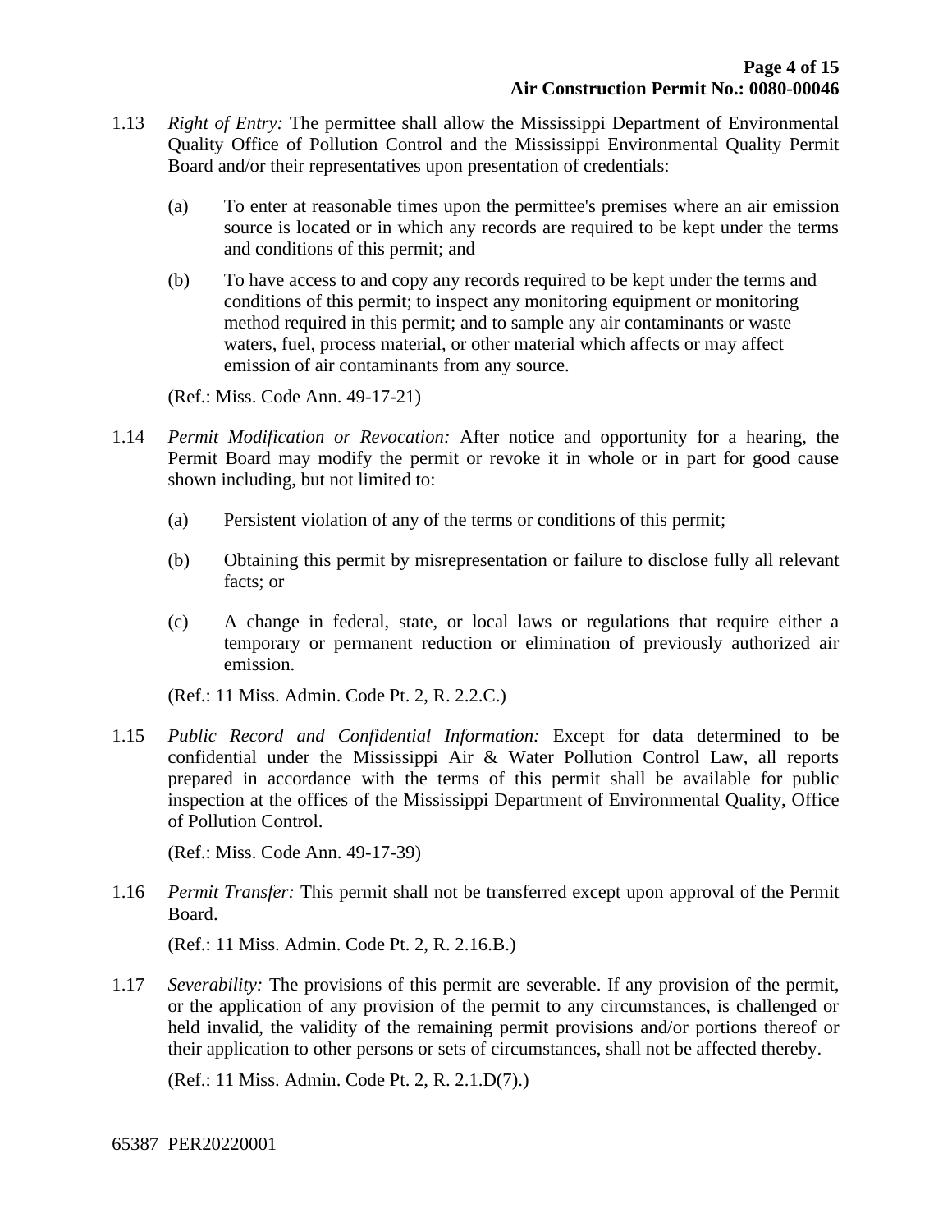1.13 *Right of Entry:* The permittee shall allow the Mississippi Department of Environmental Quality Office of Pollution Control and the Mississippi Environmental Quality Permit Board and/or their representatives upon presentation of credentials:

   (a) To enter at reasonable times upon the permittee's premises where an air emission source is located or in which any records are required to be kept under the terms and conditions of this permit; and

   (b) To have access to and copy any records required to be kept under the terms and conditions of this permit; to inspect any monitoring equipment or monitoring method required in this permit; and to sample any air contaminants or waste waters, fuel, process material, or other material which affects or may affect emission of air contaminants from any source.

   (Ref.: Miss. Code Ann. 49-17-21)

1.14 *Permit Modification or Revocation:* After notice and opportunity for a hearing, the Permit Board may modify the permit or revoke it in whole or in part for good cause shown including, but not limited to:

   (a) Persistent violation of any of the terms or conditions of this permit;

   (b) Obtaining this permit by misrepresentation or failure to disclose fully all relevant facts; or

   (c) A change in federal, state, or local laws or regulations that require either a temporary or permanent reduction or elimination of previously authorized air emission.

   (Ref.: 11 Miss. Admin. Code Pt. 2, R. 2.2.C.)

1.15 *Public Record and Confidential Information:* Except for data determined to be confidential under the Mississippi Air & Water Pollution Control Law, all reports prepared in accordance with the terms of this permit shall be available for public inspection at the offices of the Mississippi Department of Environmental Quality, Office of Pollution Control.

   (Ref.: Miss. Code Ann. 49-17-39)

1.16 *Permit Transfer:* This permit shall not be transferred except upon approval of the Permit Board.

   (Ref.: 11 Miss. Admin. Code Pt. 2, R. 2.16.B.)

1.17 *Severability:* The provisions of this permit are severable. If any provision of the permit, or the application of any provision of the permit to any circumstances, is challenged or held invalid, the validity of the remaining permit provisions and/or portions thereof or their application to other persons or sets of circumstances, shall not be affected thereby.

   (Ref.: 11 Miss. Admin. Code Pt. 2, R. 2.1.D(7).)

65387 PER20220001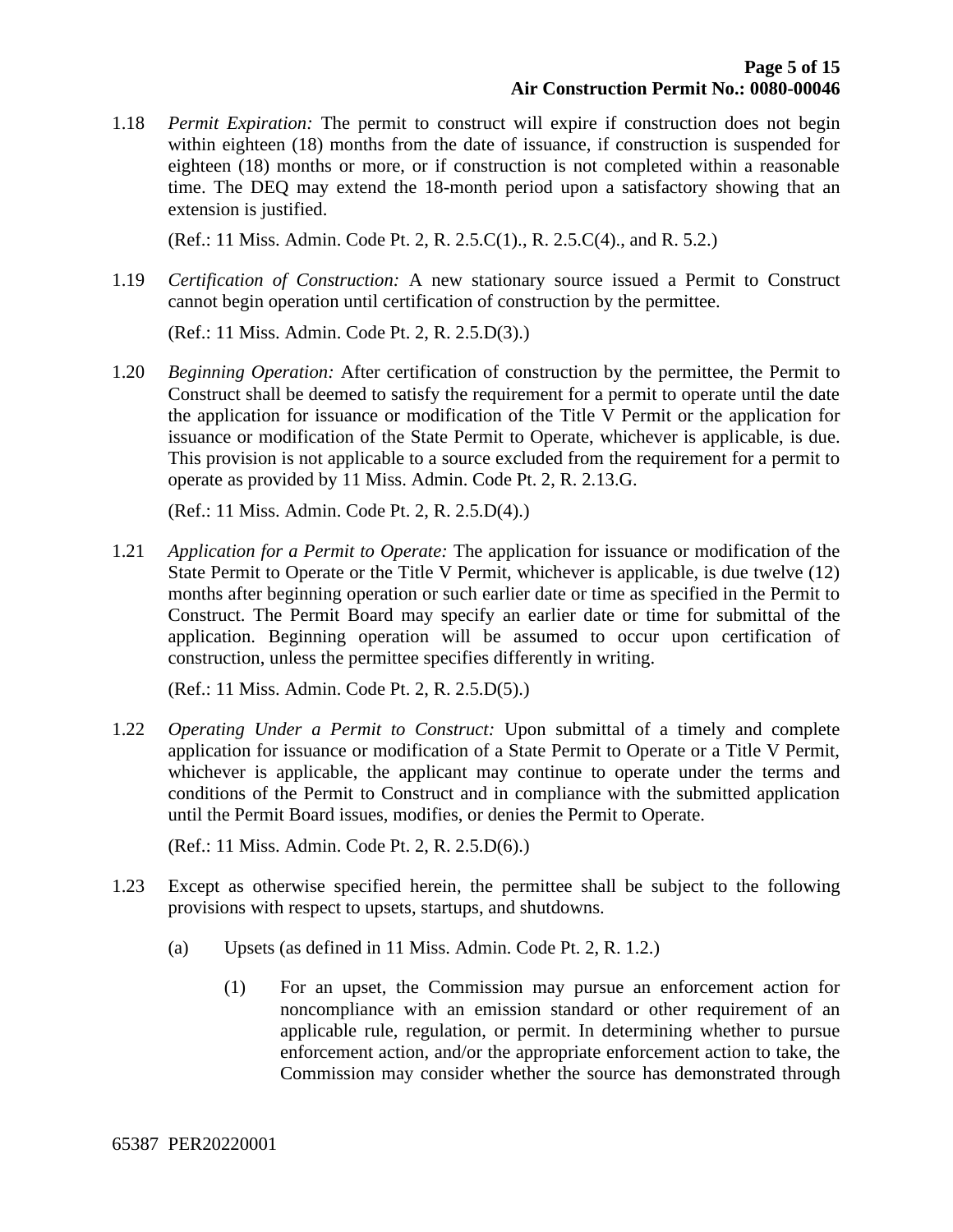1.18 *Permit Expiration:* The permit to construct will expire if construction does not begin within eighteen (18) months from the date of issuance, if construction is suspended for eighteen (18) months or more, or if construction is not completed within a reasonable time. The DEQ may extend the 18-month period upon a satisfactory showing that an extension is justified.

(Ref.: 11 Miss. Admin. Code Pt. 2, R. 2.5.C(1)., R. 2.5.C(4)., and R. 5.2.)

1.19 *Certification of Construction:* A new stationary source issued a Permit to Construct cannot begin operation until certification of construction by the permittee.

(Ref.: 11 Miss. Admin. Code Pt. 2, R. 2.5.D(3).)

1.20 *Beginning Operation:* After certification of construction by the permittee, the Permit to Construct shall be deemed to satisfy the requirement for a permit to operate until the date the application for issuance or modification of the Title V Permit or the application for issuance or modification of the State Permit to Operate, whichever is applicable, is due. This provision is not applicable to a source excluded from the requirement for a permit to operate as provided by 11 Miss. Admin. Code Pt. 2, R. 2.13.G.

(Ref.: 11 Miss. Admin. Code Pt. 2, R. 2.5.D(4).)

1.21 *Application for a Permit to Operate:* The application for issuance or modification of the State Permit to Operate or the Title V Permit, whichever is applicable, is due twelve (12) months after beginning operation or such earlier date or time as specified in the Permit to Construct. The Permit Board may specify an earlier date or time for submittal of the application. Beginning operation will be assumed to occur upon certification of construction, unless the permittee specifies differently in writing.

(Ref.: 11 Miss. Admin. Code Pt. 2, R. 2.5.D(5).)

1.22 *Operating Under a Permit to Construct:* Upon submittal of a timely and complete application for issuance or modification of a State Permit to Operate or a Title V Permit, whichever is applicable, the applicant may continue to operate under the terms and conditions of the Permit to Construct and in compliance with the submitted application until the Permit Board issues, modifies, or denies the Permit to Operate.

(Ref.: 11 Miss. Admin. Code Pt. 2, R. 2.5.D(6).)

1.23 Except as otherwise specified herein, the permittee shall be subject to the following provisions with respect to upsets, startups, and shutdowns.

(a) Upsets (as defined in 11 Miss. Admin. Code Pt. 2, R. 1.2.)

(1) For an upset, the Commission may pursue an enforcement action for noncompliance with an emission standard or other requirement of an applicable rule, regulation, or permit. In determining whether to pursue enforcement action, and/or the appropriate enforcement action to take, the Commission may consider whether the source has demonstrated through

65387 PER20220001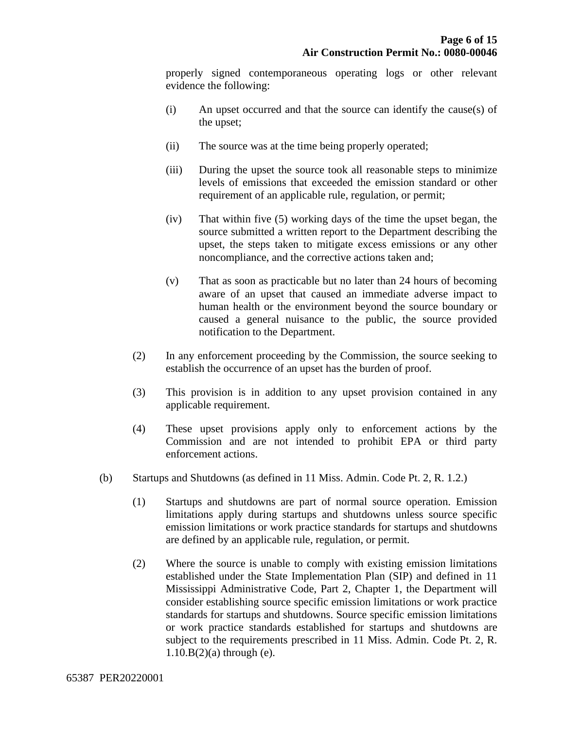properly signed contemporaneous operating logs or other relevant evidence the following:

(i) An upset occurred and that the source can identify the cause(s) of the upset;

(ii) The source was at the time being properly operated;

(iii) During the upset the source took all reasonable steps to minimize levels of emissions that exceeded the emission standard or other requirement of an applicable rule, regulation, or permit;

(iv) That within five (5) working days of the time the upset began, the source submitted a written report to the Department describing the upset, the steps taken to mitigate excess emissions or any other noncompliance, and the corrective actions taken and;

(v) That as soon as practicable but no later than 24 hours of becoming aware of an upset that caused an immediate adverse impact to human health or the environment beyond the source boundary or caused a general nuisance to the public, the source provided notification to the Department.

(2) In any enforcement proceeding by the Commission, the source seeking to establish the occurrence of an upset has the burden of proof.

(3) This provision is in addition to any upset provision contained in any applicable requirement.

(4) These upset provisions apply only to enforcement actions by the Commission and are not intended to prohibit EPA or third party enforcement actions.

(b) Startups and Shutdowns (as defined in 11 Miss. Admin. Code Pt. 2, R. 1.2.)

(1) Startups and shutdowns are part of normal source operation. Emission limitations apply during startups and shutdowns unless source specific emission limitations or work practice standards for startups and shutdowns are defined by an applicable rule, regulation, or permit.

(2) Where the source is unable to comply with existing emission limitations established under the State Implementation Plan (SIP) and defined in 11 Mississippi Administrative Code, Part 2, Chapter 1, the Department will consider establishing source specific emission limitations or work practice standards for startups and shutdowns. Source specific emission limitations or work practice standards established for startups and shutdowns are subject to the requirements prescribed in 11 Miss. Admin. Code Pt. 2, R. 1.10.B(2)(a) through (e).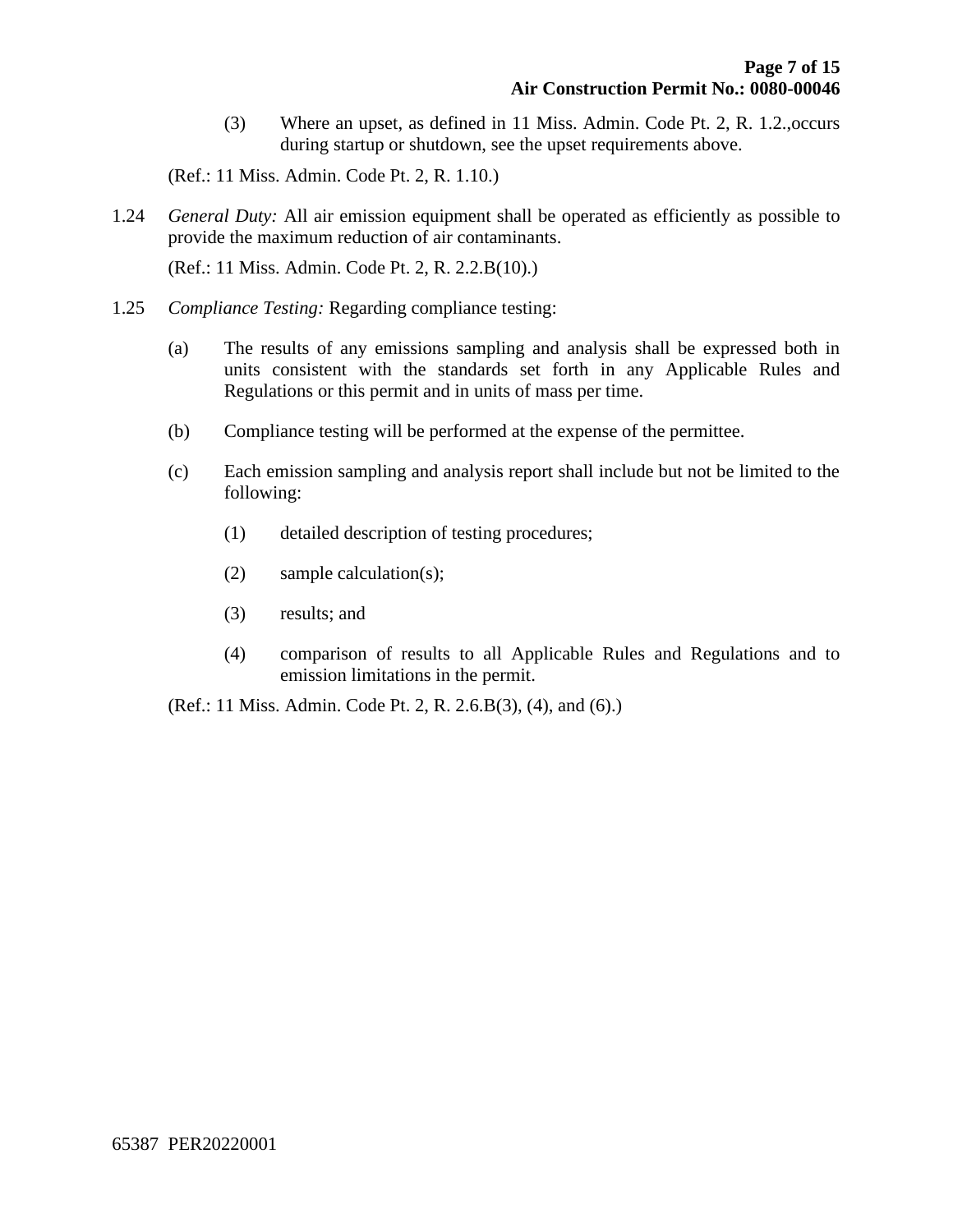(3) Where an upset, as defined in 11 Miss. Admin. Code Pt. 2, R. 1.2.,occurs during startup or shutdown, see the upset requirements above.

(Ref.: 11 Miss. Admin. Code Pt. 2, R. 1.10.)

1.24 *General Duty:* All air emission equipment shall be operated as efficiently as possible to provide the maximum reduction of air contaminants.

(Ref.: 11 Miss. Admin. Code Pt. 2, R. 2.2.B(10).)

1.25 *Compliance Testing:* Regarding compliance testing:

(a) The results of any emissions sampling and analysis shall be expressed both in units consistent with the standards set forth in any Applicable Rules and Regulations or this permit and in units of mass per time.

(b) Compliance testing will be performed at the expense of the permittee.

(c) Each emission sampling and analysis report shall include but not be limited to the following:

(1) detailed description of testing procedures;

(2) sample calculation(s);

(3) results; and

(4) comparison of results to all Applicable Rules and Regulations and to emission limitations in the permit.

(Ref.: 11 Miss. Admin. Code Pt. 2, R. 2.6.B(3), (4), and (6).)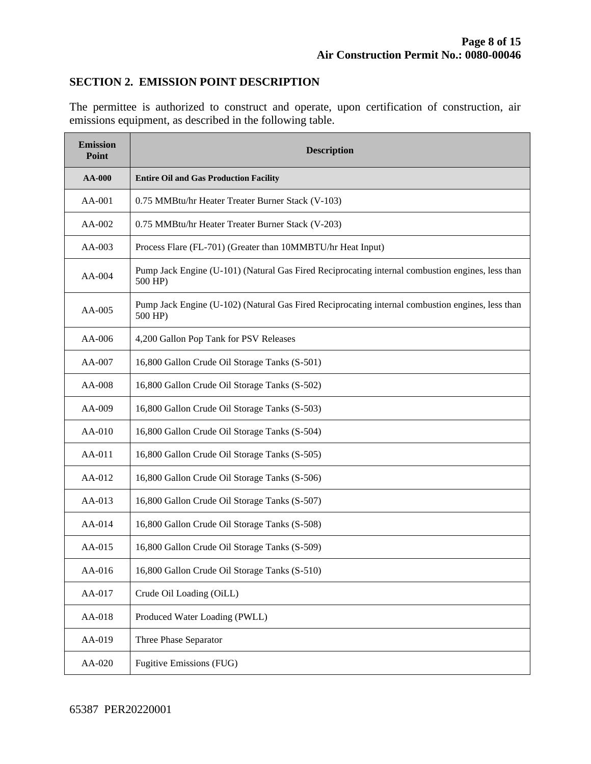## SECTION 2. EMISSION POINT DESCRIPTION

The permittee is authorized to construct and operate, upon certification of construction, air emissions equipment, as described in the following table.

| Emission Point | Description |
|---|---|
| **AA-000** | **Entire Oil and Gas Production Facility** |
| AA-001 | 0.75 MMBtu/hr Heater Treater Burner Stack (V-103) |
| AA-002 | 0.75 MMBtu/hr Heater Treater Burner Stack (V-203) |
| AA-003 | Process Flare (FL-701) (Greater than 10MMBTU/hr Heat Input) |
| AA-004 | Pump Jack Engine (U-101) (Natural Gas Fired Reciprocating internal combustion engines, less than 500 HP) |
| AA-005 | Pump Jack Engine (U-102) (Natural Gas Fired Reciprocating internal combustion engines, less than 500 HP) |
| AA-006 | 4,200 Gallon Pop Tank for PSV Releases |
| AA-007 | 16,800 Gallon Crude Oil Storage Tanks (S-501) |
| AA-008 | 16,800 Gallon Crude Oil Storage Tanks (S-502) |
| AA-009 | 16,800 Gallon Crude Oil Storage Tanks (S-503) |
| AA-010 | 16,800 Gallon Crude Oil Storage Tanks (S-504) |
| AA-011 | 16,800 Gallon Crude Oil Storage Tanks (S-505) |
| AA-012 | 16,800 Gallon Crude Oil Storage Tanks (S-506) |
| AA-013 | 16,800 Gallon Crude Oil Storage Tanks (S-507) |
| AA-014 | 16,800 Gallon Crude Oil Storage Tanks (S-508) |
| AA-015 | 16,800 Gallon Crude Oil Storage Tanks (S-509) |
| AA-016 | 16,800 Gallon Crude Oil Storage Tanks (S-510) |
| AA-017 | Crude Oil Loading (OiLL) |
| AA-018 | Produced Water Loading (PWLL) |
| AA-019 | Three Phase Separator |
| AA-020 | Fugitive Emissions (FUG) |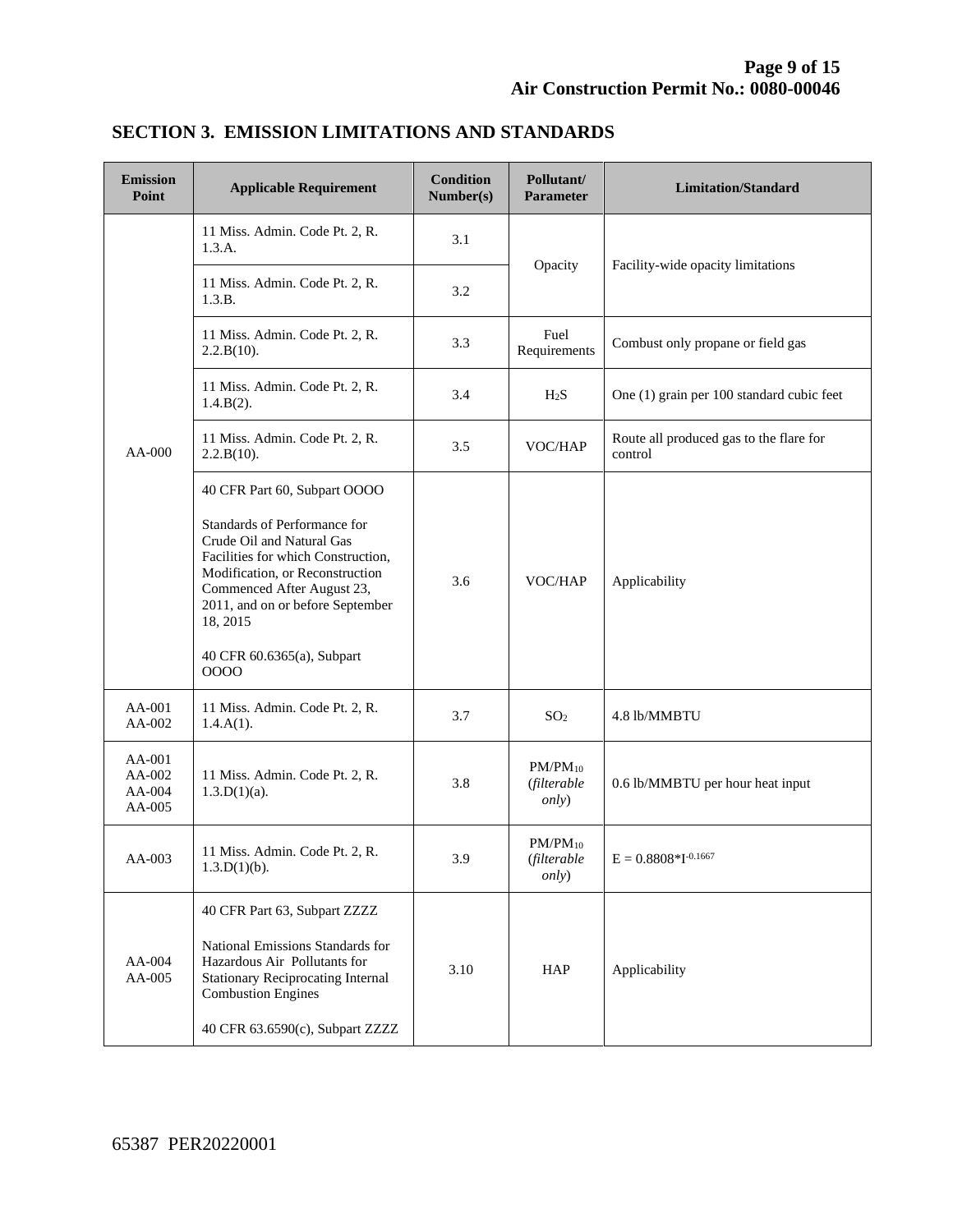## SECTION 3. EMISSION LIMITATIONS AND STANDARDS

| Emission Point | Applicable Requirement | Condition Number(s) | Pollutant/ Parameter | Limitation/Standard |
|---|---|---|---|---|
| AA-000 | 11 Miss. Admin. Code Pt. 2, R. 1.3.A. | 3.1 | Opacity | Facility-wide opacity limitations |
| | 11 Miss. Admin. Code Pt. 2, R. 1.3.B. | 3.2 | | |
| | 11 Miss. Admin. Code Pt. 2, R. 2.2.B(10). | 3.3 | Fuel Requirements | Combust only propane or field gas |
| | 11 Miss. Admin. Code Pt. 2, R. 1.4.B(2). | 3.4 | $H_2S$ | One (1) grain per 100 standard cubic feet |
| | 11 Miss. Admin. Code Pt. 2, R. 2.2.B(10). | 3.5 | VOC/HAP | Route all produced gas to the flare for control |
| | 40 CFR Part 60, Subpart OOOO<br><br>Standards of Performance for Crude Oil and Natural Gas Facilities for which Construction, Modification, or Reconstruction Commenced After August 23, 2011, and on or before September 18, 2015<br><br>40 CFR 60.6365(a), Subpart OOOO | 3.6 | VOC/HAP | Applicability |
| AA-001<br>AA-002 | 11 Miss. Admin. Code Pt. 2, R. 1.4.A(1). | 3.7 | $SO_2$ | 4.8 lb/MMBTU |
| AA-001<br>AA-002<br>AA-004<br>AA-005 | 11 Miss. Admin. Code Pt. 2, R. 1.3.D(1)(a). | 3.8 | $PM/PM_{10}$ (*filterable only*) | 0.6 lb/MMBTU per hour heat input |
| AA-003 | 11 Miss. Admin. Code Pt. 2, R. 1.3.D(1)(b). | 3.9 | $PM/PM_{10}$ (*filterable only*) | $E = 0.8808*I^{-0.1667}$ |
| AA-004<br>AA-005 | 40 CFR Part 63, Subpart ZZZZ<br><br>National Emissions Standards for Hazardous Air Pollutants for Stationary Reciprocating Internal Combustion Engines<br><br>40 CFR 63.6590(c), Subpart ZZZZ | 3.10 | HAP | Applicability |

65387 PER20220001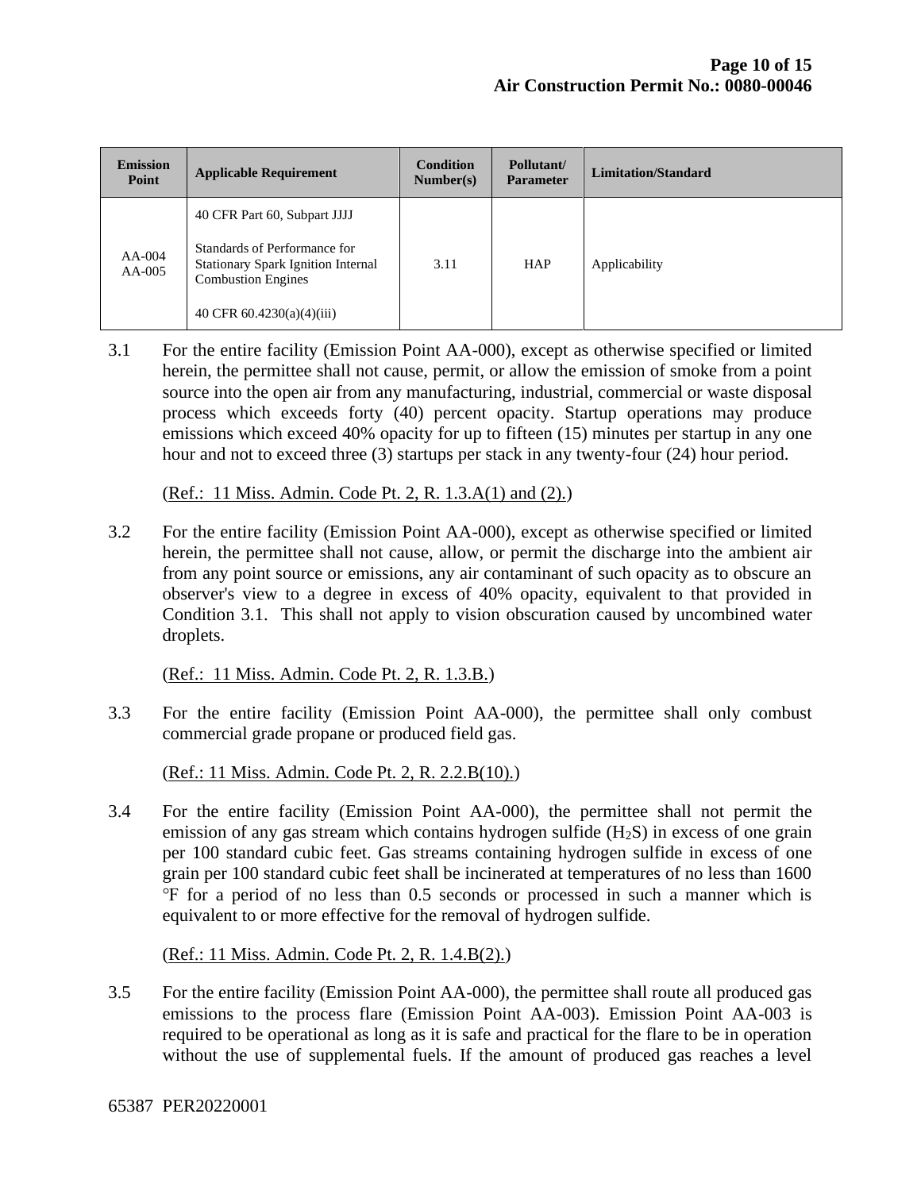| Emission Point | Applicable Requirement | Condition Number(s) | Pollutant/ Parameter | Limitation/Standard |
|---|---|---|---|---|
| AA-004<br>AA-005 | 40 CFR Part 60, Subpart JJJJ<br><br>Standards of Performance for Stationary Spark Ignition Internal Combustion Engines<br><br>40 CFR 60.4230(a)(4)(iii) | 3.11 | HAP | Applicability |

3.1 For the entire facility (Emission Point AA-000), except as otherwise specified or limited herein, the permittee shall not cause, permit, or allow the emission of smoke from a point source into the open air from any manufacturing, industrial, commercial or waste disposal process which exceeds forty (40) percent opacity. Startup operations may produce emissions which exceed 40% opacity for up to fifteen (15) minutes per startup in any one hour and not to exceed three (3) startups per stack in any twenty-four (24) hour period.

(Ref.: 11 Miss. Admin. Code Pt. 2, R. 1.3.A(1) and (2).)

3.2 For the entire facility (Emission Point AA-000), except as otherwise specified or limited herein, the permittee shall not cause, allow, or permit the discharge into the ambient air from any point source or emissions, any air contaminant of such opacity as to obscure an observer's view to a degree in excess of 40% opacity, equivalent to that provided in Condition 3.1. This shall not apply to vision obscuration caused by uncombined water droplets.

(Ref.: 11 Miss. Admin. Code Pt. 2, R. 1.3.B.)

3.3 For the entire facility (Emission Point AA-000), the permittee shall only combust commercial grade propane or produced field gas.

(Ref.: 11 Miss. Admin. Code Pt. 2, R. 2.2.B(10).)

3.4 For the entire facility (Emission Point AA-000), the permittee shall not permit the emission of any gas stream which contains hydrogen sulfide ($H_2S$) in excess of one grain per 100 standard cubic feet. Gas streams containing hydrogen sulfide in excess of one grain per 100 standard cubic feet shall be incinerated at temperatures of no less than 1600 °F for a period of no less than 0.5 seconds or processed in such a manner which is equivalent to or more effective for the removal of hydrogen sulfide.

(Ref.: 11 Miss. Admin. Code Pt. 2, R. 1.4.B(2).)

3.5 For the entire facility (Emission Point AA-000), the permittee shall route all produced gas emissions to the process flare (Emission Point AA-003). Emission Point AA-003 is required to be operational as long as it is safe and practical for the flare to be in operation without the use of supplemental fuels. If the amount of produced gas reaches a level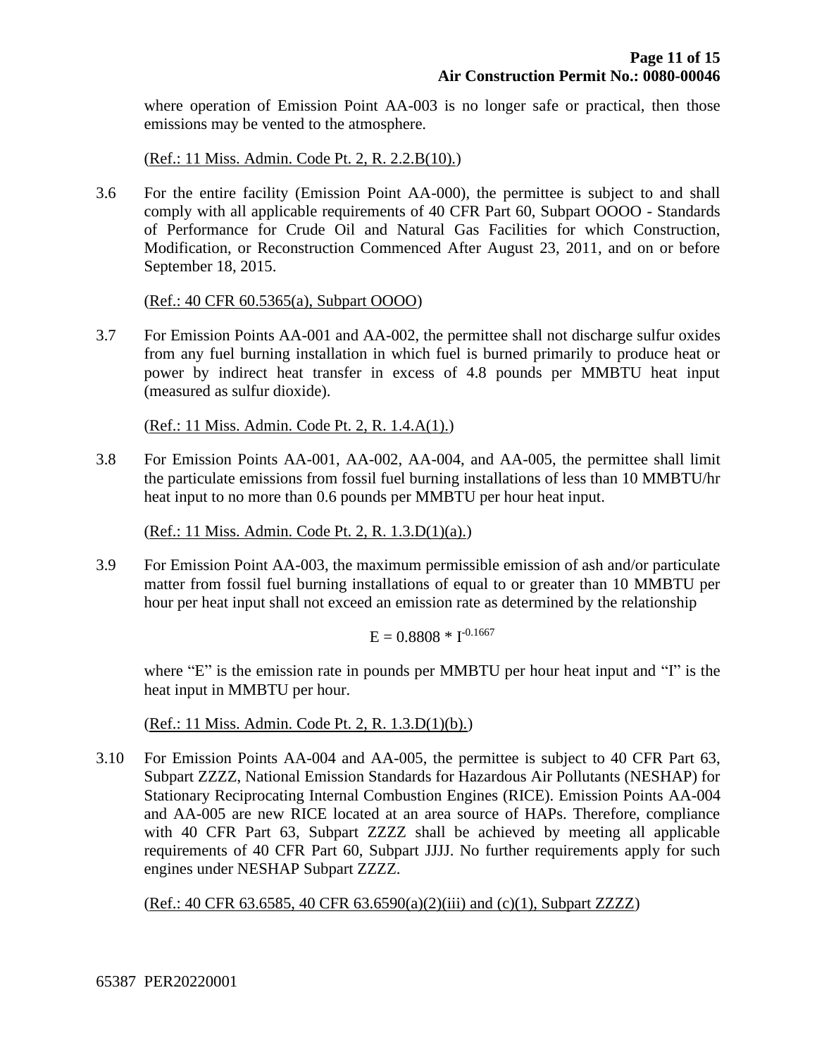where operation of Emission Point AA-003 is no longer safe or practical, then those emissions may be vented to the atmosphere.

(Ref.: 11 Miss. Admin. Code Pt. 2, R. 2.2.B(10).)

3.6 For the entire facility (Emission Point AA-000), the permittee is subject to and shall comply with all applicable requirements of 40 CFR Part 60, Subpart OOOO - Standards of Performance for Crude Oil and Natural Gas Facilities for which Construction, Modification, or Reconstruction Commenced After August 23, 2011, and on or before September 18, 2015.

(Ref.: 40 CFR 60.5365(a), Subpart OOOO)

3.7 For Emission Points AA-001 and AA-002, the permittee shall not discharge sulfur oxides from any fuel burning installation in which fuel is burned primarily to produce heat or power by indirect heat transfer in excess of 4.8 pounds per MMBTU heat input (measured as sulfur dioxide).

(Ref.: 11 Miss. Admin. Code Pt. 2, R. 1.4.A(1).)

3.8 For Emission Points AA-001, AA-002, AA-004, and AA-005, the permittee shall limit the particulate emissions from fossil fuel burning installations of less than 10 MMBTU/hr heat input to no more than 0.6 pounds per MMBTU per hour heat input.

(Ref.: 11 Miss. Admin. Code Pt. 2, R. 1.3.D(1)(a).)

3.9 For Emission Point AA-003, the maximum permissible emission of ash and/or particulate matter from fossil fuel burning installations of equal to or greater than 10 MMBTU per hour per heat input shall not exceed an emission rate as determined by the relationship

$$E = 0.8808 * I^{-0.1667}$$

where "E" is the emission rate in pounds per MMBTU per hour heat input and "I" is the heat input in MMBTU per hour.

(Ref.: 11 Miss. Admin. Code Pt. 2, R. 1.3.D(1)(b).)

3.10 For Emission Points AA-004 and AA-005, the permittee is subject to 40 CFR Part 63, Subpart ZZZZ, National Emission Standards for Hazardous Air Pollutants (NESHAP) for Stationary Reciprocating Internal Combustion Engines (RICE). Emission Points AA-004 and AA-005 are new RICE located at an area source of HAPs. Therefore, compliance with 40 CFR Part 63, Subpart ZZZZ shall be achieved by meeting all applicable requirements of 40 CFR Part 60, Subpart JJJJ. No further requirements apply for such engines under NESHAP Subpart ZZZZ.

(Ref.: 40 CFR 63.6585, 40 CFR 63.6590(a)(2)(iii) and (c)(1), Subpart ZZZZ)

65387 PER20220001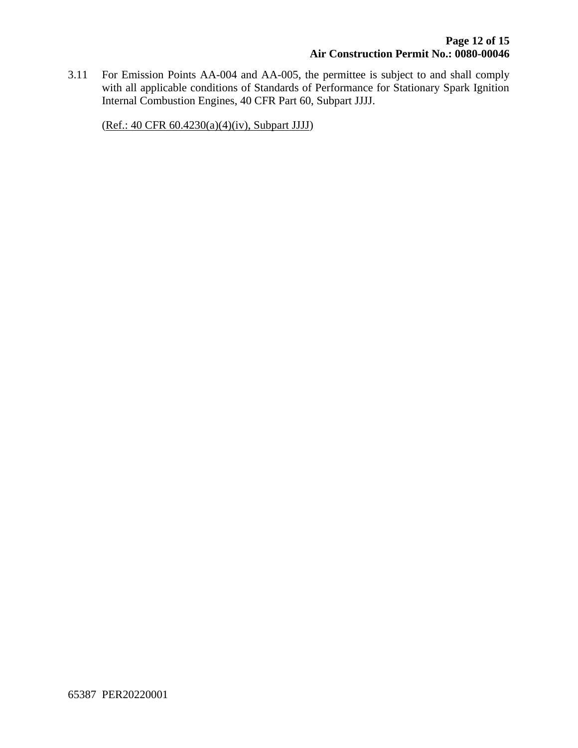3.11 For Emission Points AA-004 and AA-005, the permittee is subject to and shall comply with all applicable conditions of Standards of Performance for Stationary Spark Ignition Internal Combustion Engines, 40 CFR Part 60, Subpart JJJJ.

(Ref.: 40 CFR 60.4230(a)(4)(iv), Subpart JJJJ)

65387 PER20220001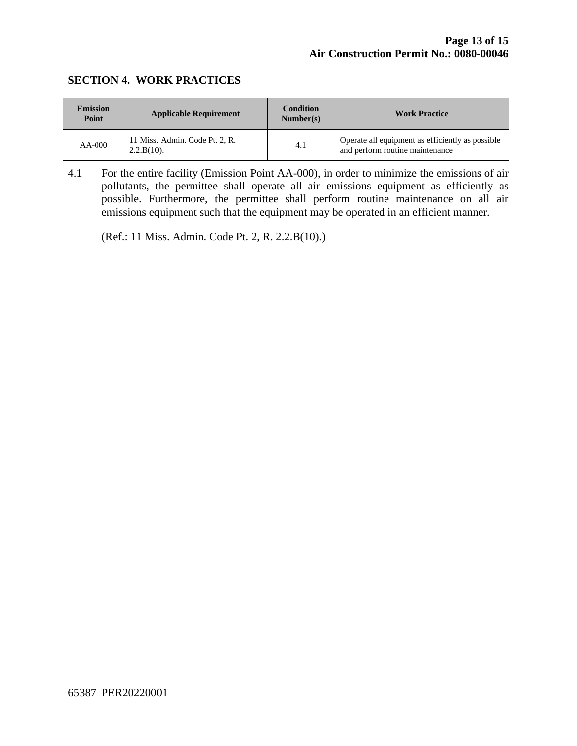## SECTION 4. WORK PRACTICES

| Emission Point | Applicable Requirement | Condition Number(s) | Work Practice |
|---|---|---|---|
| AA-000 | 11 Miss. Admin. Code Pt. 2, R. 2.2.B(10). | 4.1 | Operate all equipment as efficiently as possible and perform routine maintenance |

4.1 For the entire facility (Emission Point AA-000), in order to minimize the emissions of air pollutants, the permittee shall operate all air emissions equipment as efficiently as possible. Furthermore, the permittee shall perform routine maintenance on all air emissions equipment such that the equipment may be operated in an efficient manner.

(Ref.: 11 Miss. Admin. Code Pt. 2, R. 2.2.B(10).)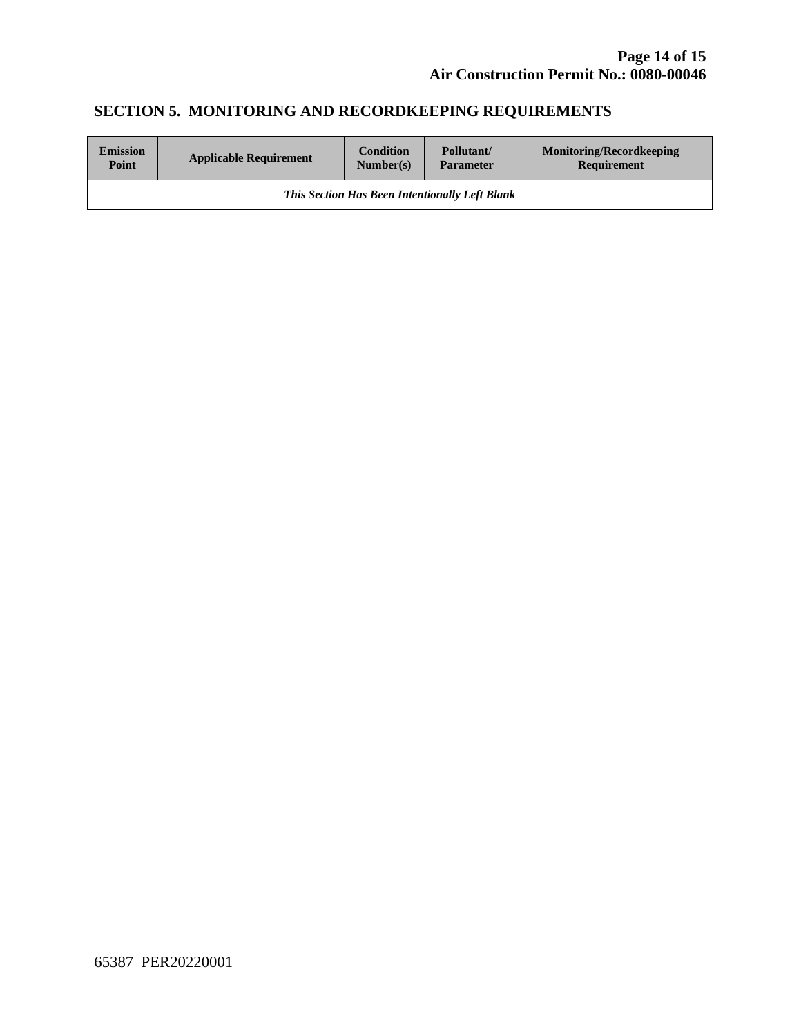## SECTION 5. MONITORING AND RECORDKEEPING REQUIREMENTS

| Emission Point | Applicable Requirement | Condition Number(s) | Pollutant/ Parameter | Monitoring/Recordkeeping Requirement |
|---|---|---|---|---|
| ***This Section Has Been Intentionally Left Blank*** | | | | |

65387 PER20220001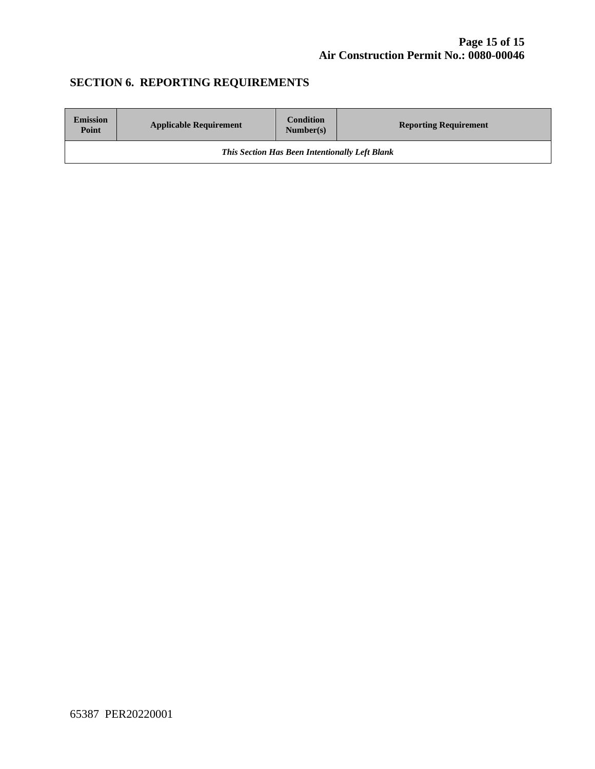## SECTION 6. REPORTING REQUIREMENTS

| Emission Point | Applicable Requirement | Condition Number(s) | Reporting Requirement |
|---|---|---|---|
| ***This Section Has Been Intentionally Left Blank*** | | | |

65387 PER20220001